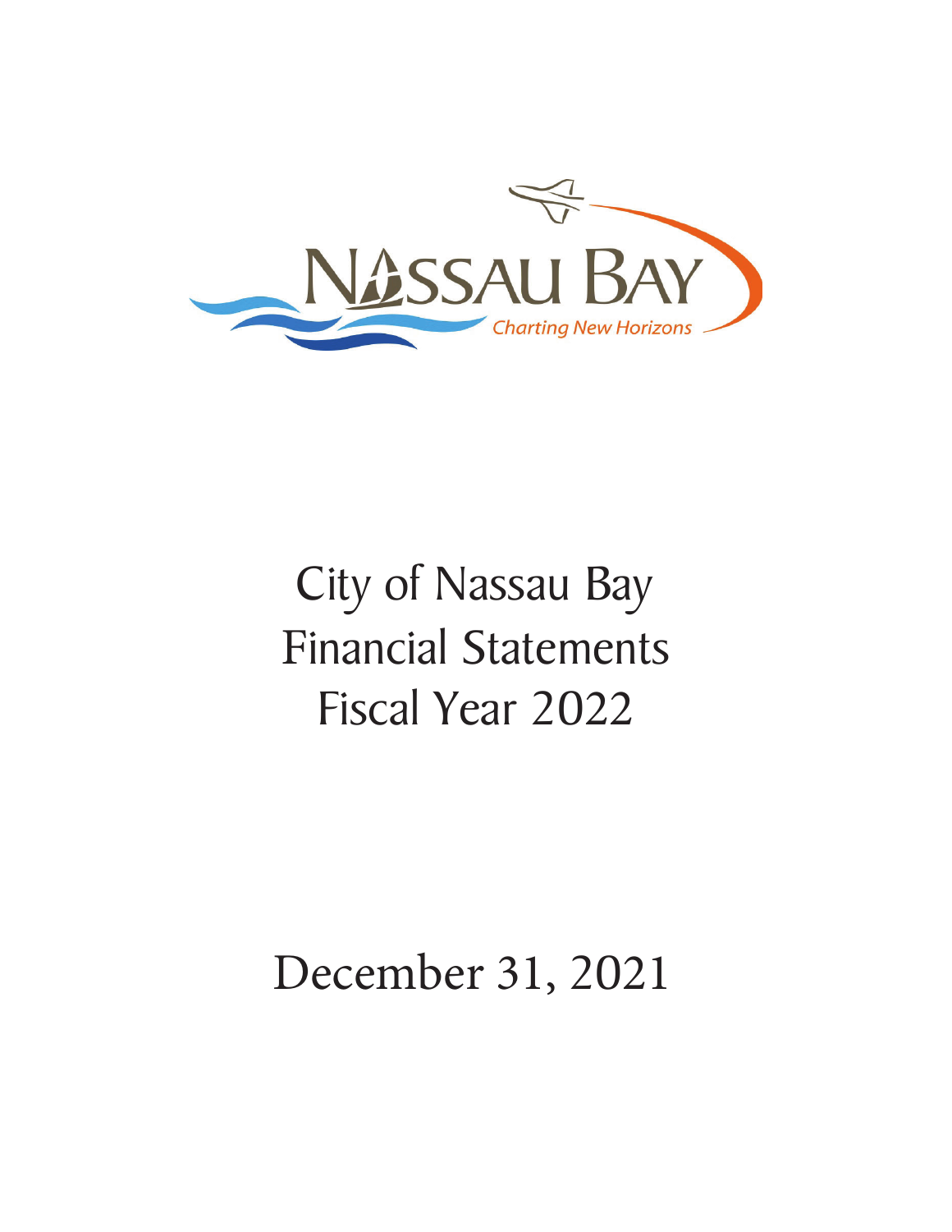NASSAU BAY

Charting New Horizons

# City of Nassau Bay Financial Statements Fiscal Year 2022

## December 31, 2021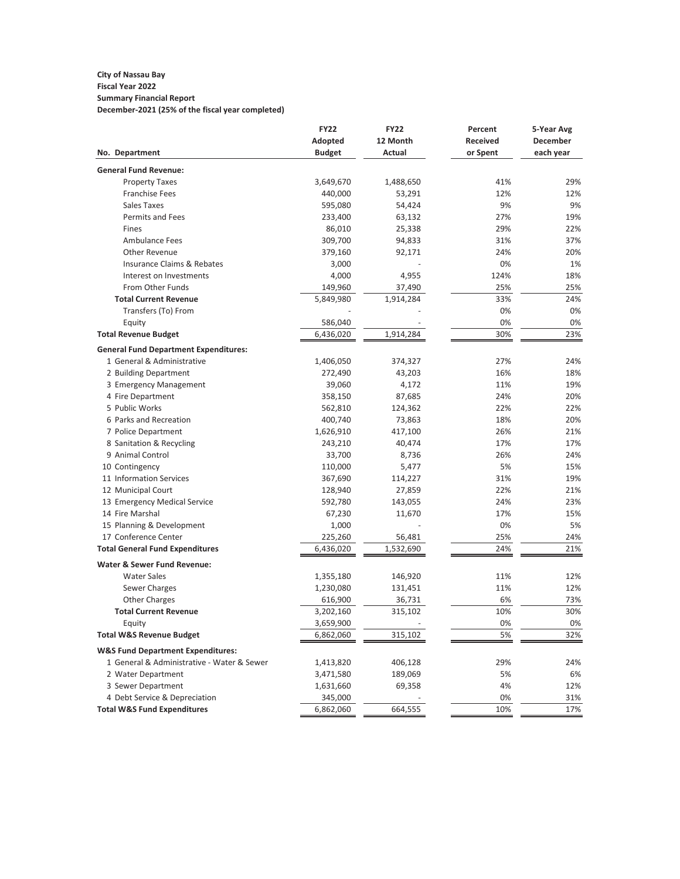**City of Nassau Bay**
**Fiscal Year 2022**
**Summary Financial Report**
**December-2021 (25% of the fiscal year completed)**

| No. Department | FY22 Adopted Budget | FY22 12 Month Actual | Percent Received or Spent | 5-Year Avg December each year |
|---|---|---|---|---|
| **General Fund Revenue:** | | | | |
| Property Taxes | 3,649,670 | 1,488,650 | 41% | 29% |
| Franchise Fees | 440,000 | 53,291 | 12% | 12% |
| Sales Taxes | 595,080 | 54,424 | 9% | 9% |
| Permits and Fees | 233,400 | 63,132 | 27% | 19% |
| Fines | 86,010 | 25,338 | 29% | 22% |
| Ambulance Fees | 309,700 | 94,833 | 31% | 37% |
| Other Revenue | 379,160 | 92,171 | 24% | 20% |
| Insurance Claims & Rebates | 3,000 | - | 0% | 1% |
| Interest on Investments | 4,000 | 4,955 | 124% | 18% |
| From Other Funds | 149,960 | 37,490 | 25% | 25% |
| **Total Current Revenue** | 5,849,980 | 1,914,284 | 33% | 24% |
| Transfers (To) From | - | - | 0% | 0% |
| Equity | 586,040 | - | 0% | 0% |
| **Total Revenue Budget** | 6,436,020 | 1,914,284 | 30% | 23% |
| **General Fund Department Expenditures:** | | | | |
| 1 General & Administrative | 1,406,050 | 374,327 | 27% | 24% |
| 2 Building Department | 272,490 | 43,203 | 16% | 18% |
| 3 Emergency Management | 39,060 | 4,172 | 11% | 19% |
| 4 Fire Department | 358,150 | 87,685 | 24% | 20% |
| 5 Public Works | 562,810 | 124,362 | 22% | 22% |
| 6 Parks and Recreation | 400,740 | 73,863 | 18% | 20% |
| 7 Police Department | 1,626,910 | 417,100 | 26% | 21% |
| 8 Sanitation & Recycling | 243,210 | 40,474 | 17% | 17% |
| 9 Animal Control | 33,700 | 8,736 | 26% | 24% |
| 10 Contingency | 110,000 | 5,477 | 5% | 15% |
| 11 Information Services | 367,690 | 114,227 | 31% | 19% |
| 12 Municipal Court | 128,940 | 27,859 | 22% | 21% |
| 13 Emergency Medical Service | 592,780 | 143,055 | 24% | 23% |
| 14 Fire Marshal | 67,230 | 11,670 | 17% | 15% |
| 15 Planning & Development | 1,000 | - | 0% | 5% |
| 17 Conference Center | 225,260 | 56,481 | 25% | 24% |
| **Total General Fund Expenditures** | 6,436,020 | 1,532,690 | 24% | 21% |
| **Water & Sewer Fund Revenue:** | | | | |
| Water Sales | 1,355,180 | 146,920 | 11% | 12% |
| Sewer Charges | 1,230,080 | 131,451 | 11% | 12% |
| Other Charges | 616,900 | 36,731 | 6% | 73% |
| **Total Current Revenue** | 3,202,160 | 315,102 | 10% | 30% |
| Equity | 3,659,900 | - | 0% | 0% |
| **Total W&S Revenue Budget** | 6,862,060 | 315,102 | 5% | 32% |
| **W&S Fund Department Expenditures:** | | | | |
| 1 General & Administrative - Water & Sewer | 1,413,820 | 406,128 | 29% | 24% |
| 2 Water Department | 3,471,580 | 189,069 | 5% | 6% |
| 3 Sewer Department | 1,631,660 | 69,358 | 4% | 12% |
| 4 Debt Service & Depreciation | 345,000 | - | 0% | 31% |
| **Total W&S Fund Expenditures** | 6,862,060 | 664,555 | 10% | 17% |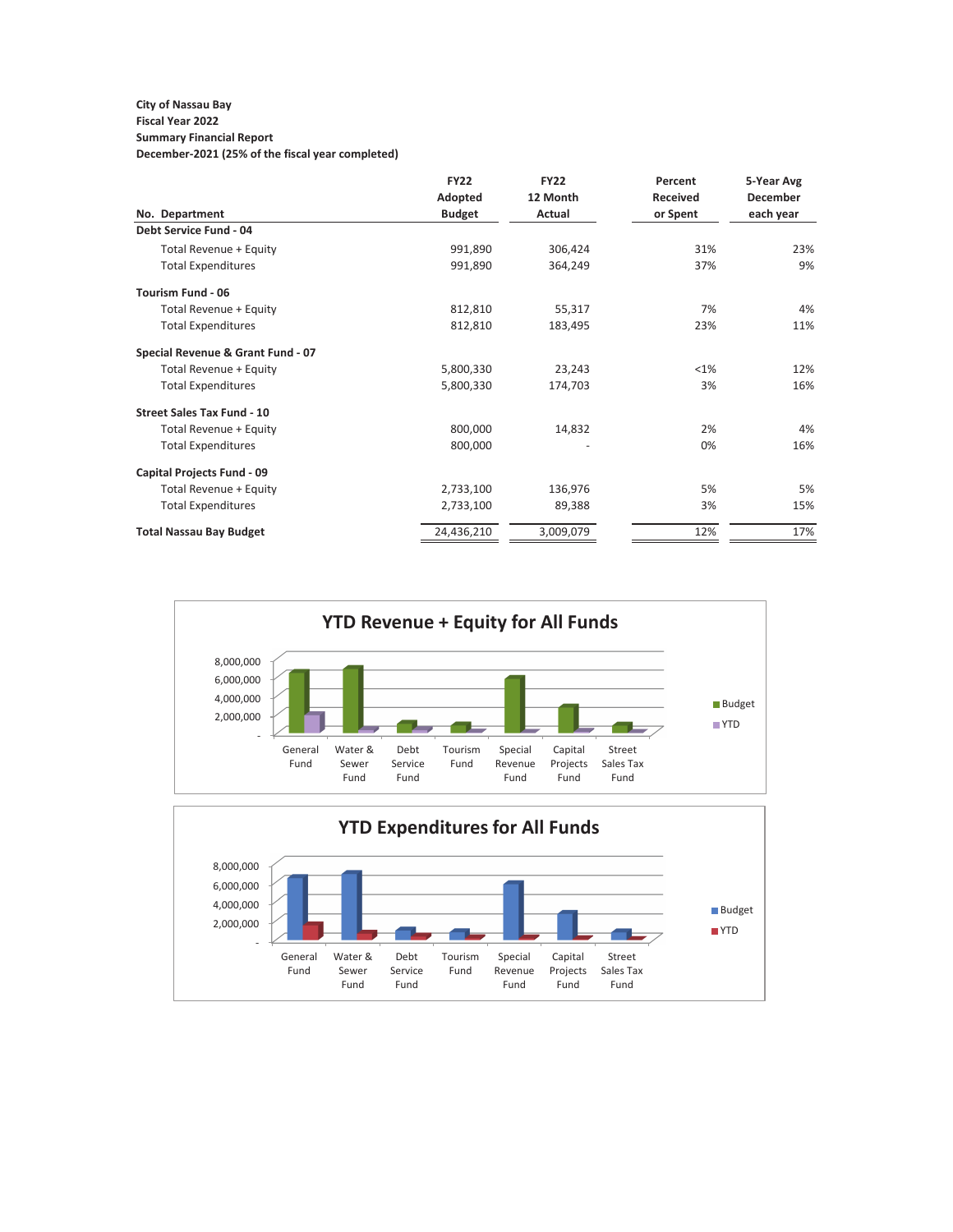**City of Nassau Bay**
**Fiscal Year 2022**
**Summary Financial Report**
**December-2021 (25% of the fiscal year completed)**

| No. Department | FY22 Adopted Budget | FY22 12 Month Actual | Percent Received or Spent | 5-Year Avg December each year |
|---|---|---|---|---|
| **Debt Service Fund - 04** | | | | |
| Total Revenue + Equity | 991,890 | 306,424 | 31% | 23% |
| Total Expenditures | 991,890 | 364,249 | 37% | 9% |
| **Tourism Fund - 06** | | | | |
| Total Revenue + Equity | 812,810 | 55,317 | 7% | 4% |
| Total Expenditures | 812,810 | 183,495 | 23% | 11% |
| **Special Revenue & Grant Fund - 07** | | | | |
| Total Revenue + Equity | 5,800,330 | 23,243 | <1% | 12% |
| Total Expenditures | 5,800,330 | 174,703 | 3% | 16% |
| **Street Sales Tax Fund - 10** | | | | |
| Total Revenue + Equity | 800,000 | 14,832 | 2% | 4% |
| Total Expenditures | 800,000 | - | 0% | 16% |
| **Capital Projects Fund - 09** | | | | |
| Total Revenue + Equity | 2,733,100 | 136,976 | 5% | 5% |
| Total Expenditures | 2,733,100 | 89,388 | 3% | 15% |
| **Total Nassau Bay Budget** | 24,436,210 | 3,009,079 | 12% | 17% |

**YTD Revenue + Equity for All Funds**

Budget / YTD — General Fund, Water & Sewer Fund, Debt Service Fund, Tourism Fund, Special Revenue Fund, Capital Projects Fund, Street Sales Tax Fund

**YTD Expenditures for All Funds**

Budget / YTD — General Fund, Water & Sewer Fund, Debt Service Fund, Tourism Fund, Special Revenue Fund, Capital Projects Fund, Street Sales Tax Fund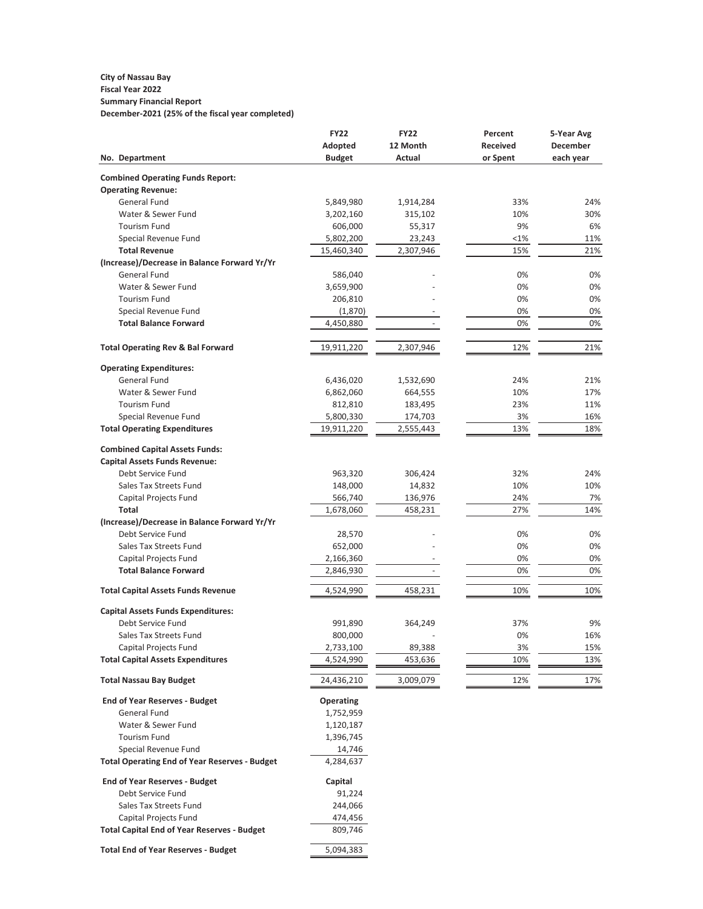**City of Nassau Bay**
**Fiscal Year 2022**
**Summary Financial Report**
**December-2021 (25% of the fiscal year completed)**

| No. Department | FY22 Adopted Budget | FY22 12 Month Actual | Percent Received or Spent | 5-Year Avg December each year |
|---|---|---|---|---|
| **Combined Operating Funds Report:** | | | | |
| **Operating Revenue:** | | | | |
| General Fund | 5,849,980 | 1,914,284 | 33% | 24% |
| Water & Sewer Fund | 3,202,160 | 315,102 | 10% | 30% |
| Tourism Fund | 606,000 | 55,317 | 9% | 6% |
| Special Revenue Fund | 5,802,200 | 23,243 | <1% | 11% |
| **Total Revenue** | 15,460,340 | 2,307,946 | 15% | 21% |
| **(Increase)/Decrease in Balance Forward Yr/Yr** | | | | |
| General Fund | 586,040 | - | 0% | 0% |
| Water & Sewer Fund | 3,659,900 | - | 0% | 0% |
| Tourism Fund | 206,810 | - | 0% | 0% |
| Special Revenue Fund | (1,870) | - | 0% | 0% |
| **Total Balance Forward** | 4,450,880 | - | 0% | 0% |
| **Total Operating Rev & Bal Forward** | 19,911,220 | 2,307,946 | 12% | 21% |
| **Operating Expenditures:** | | | | |
| General Fund | 6,436,020 | 1,532,690 | 24% | 21% |
| Water & Sewer Fund | 6,862,060 | 664,555 | 10% | 17% |
| Tourism Fund | 812,810 | 183,495 | 23% | 11% |
| Special Revenue Fund | 5,800,330 | 174,703 | 3% | 16% |
| **Total Operating Expenditures** | 19,911,220 | 2,555,443 | 13% | 18% |
| **Combined Capital Assets Funds:** | | | | |
| **Capital Assets Funds Revenue:** | | | | |
| Debt Service Fund | 963,320 | 306,424 | 32% | 24% |
| Sales Tax Streets Fund | 148,000 | 14,832 | 10% | 10% |
| Capital Projects Fund | 566,740 | 136,976 | 24% | 7% |
| **Total** | 1,678,060 | 458,231 | 27% | 14% |
| **(Increase)/Decrease in Balance Forward Yr/Yr** | | | | |
| Debt Service Fund | 28,570 | - | 0% | 0% |
| Sales Tax Streets Fund | 652,000 | - | 0% | 0% |
| Capital Projects Fund | 2,166,360 | - | 0% | 0% |
| **Total Balance Forward** | 2,846,930 | - | 0% | 0% |
| **Total Capital Assets Funds Revenue** | 4,524,990 | 458,231 | 10% | 10% |
| **Capital Assets Funds Expenditures:** | | | | |
| Debt Service Fund | 991,890 | 364,249 | 37% | 9% |
| Sales Tax Streets Fund | 800,000 | - | 0% | 16% |
| Capital Projects Fund | 2,733,100 | 89,388 | 3% | 15% |
| **Total Capital Assets Expenditures** | 4,524,990 | 453,636 | 10% | 13% |
| **Total Nassau Bay Budget** | 24,436,210 | 3,009,079 | 12% | 17% |

| End of Year Reserves - Budget | Operating |
|---|---|
| General Fund | 1,752,959 |
| Water & Sewer Fund | 1,120,187 |
| Tourism Fund | 1,396,745 |
| Special Revenue Fund | 14,746 |
| **Total Operating End of Year Reserves - Budget** | 4,284,637 |

| End of Year Reserves - Budget | Capital |
|---|---|
| Debt Service Fund | 91,224 |
| Sales Tax Streets Fund | 244,066 |
| Capital Projects Fund | 474,456 |
| **Total Capital End of Year Reserves - Budget** | 809,746 |
| **Total End of Year Reserves - Budget** | 5,094,383 |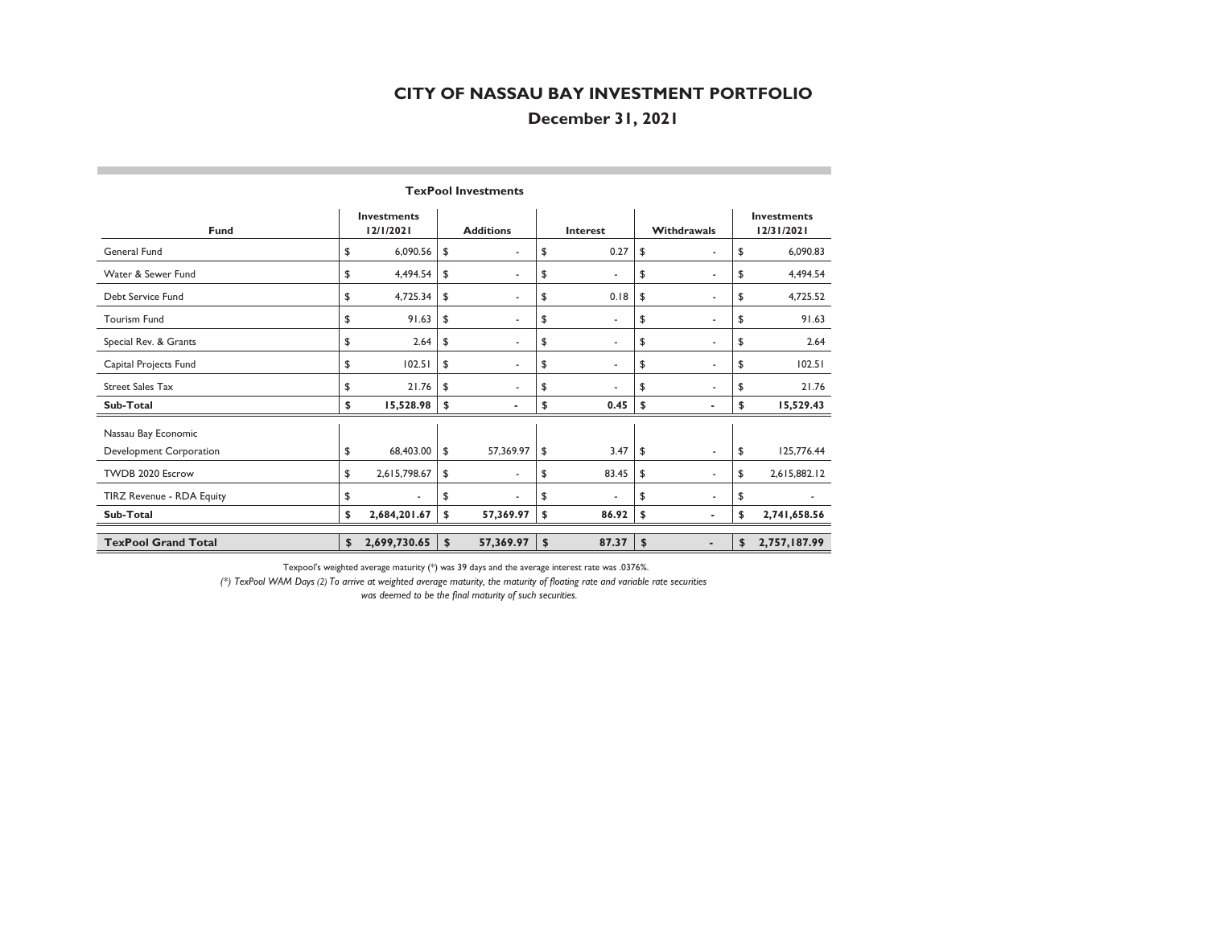# CITY OF NASSAU BAY INVESTMENT PORTFOLIO

## December 31, 2021

**TexPool Investments**

| Fund | Investments 12/1/2021 | Additions | Interest | Withdrawals | Investments 12/31/2021 |
|---|---|---|---|---|---|
| General Fund | $ 6,090.56 | $ - | $ 0.27 | $ - | $ 6,090.83 |
| Water & Sewer Fund | $ 4,494.54 | $ - | $ - | $ - | $ 4,494.54 |
| Debt Service Fund | $ 4,725.34 | $ - | $ 0.18 | $ - | $ 4,725.52 |
| Tourism Fund | $ 91.63 | $ - | $ - | $ - | $ 91.63 |
| Special Rev. & Grants | $ 2.64 | $ - | $ - | $ - | $ 2.64 |
| Capital Projects Fund | $ 102.51 | $ - | $ - | $ - | $ 102.51 |
| Street Sales Tax | $ 21.76 | $ - | $ - | $ - | $ 21.76 |
| **Sub-Total** | **$ 15,528.98** | **$ -** | **$ 0.45** | **$ -** | **$ 15,529.43** |
| Nassau Bay Economic Development Corporation | $ 68,403.00 | $ 57,369.97 | $ 3.47 | $ - | $ 125,776.44 |
| TWDB 2020 Escrow | $ 2,615,798.67 | $ - | $ 83.45 | $ - | $ 2,615,882.12 |
| TIRZ Revenue - RDA Equity | $ - | $ - | $ - | $ - | $ - |
| **Sub-Total** | **$ 2,684,201.67** | **$ 57,369.97** | **$ 86.92** | **$ -** | **$ 2,741,658.56** |
| **TexPool Grand Total** | **$ 2,699,730.65** | **$ 57,369.97** | **$ 87.37** | **$ -** | **$ 2,757,187.99** |

Texpool's weighted average maturity (*) was 39 days and the average interest rate was .0376%.

*(*) TexPool WAM Days (2) To arrive at weighted average maturity, the maturity of floating rate and variable rate securities was deemed to be the final maturity of such securities.*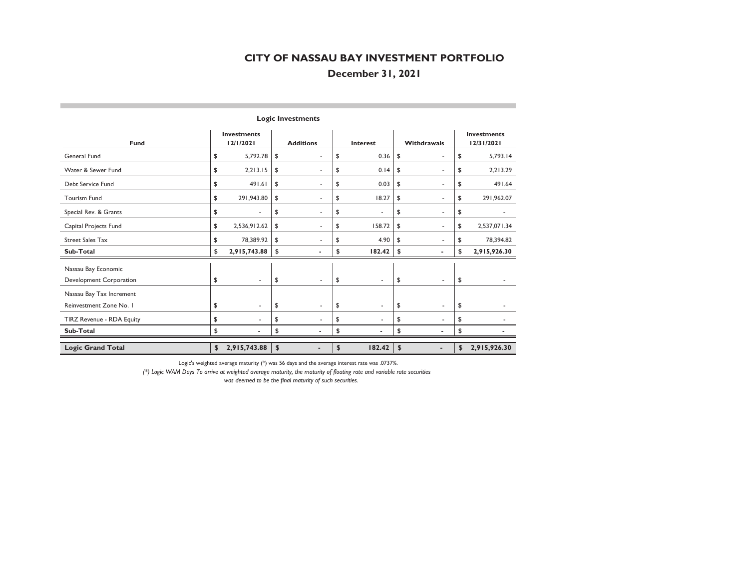# CITY OF NASSAU BAY INVESTMENT PORTFOLIO

## December 31, 2021

### Logic Investments

| Fund | Investments 12/1/2021 | Additions | Interest | Withdrawals | Investments 12/31/2021 |
|---|---|---|---|---|---|
| General Fund | $ 5,792.78 | $ - | $ 0.36 | $ - | $ 5,793.14 |
| Water & Sewer Fund | $ 2,213.15 | $ - | $ 0.14 | $ - | $ 2,213.29 |
| Debt Service Fund | $ 491.61 | $ - | $ 0.03 | $ - | $ 491.64 |
| Tourism Fund | $ 291,943.80 | $ - | $ 18.27 | $ - | $ 291,962.07 |
| Special Rev. & Grants | $ - | $ - | $ - | $ - | $ - |
| Capital Projects Fund | $ 2,536,912.62 | $ - | $ 158.72 | $ - | $ 2,537,071.34 |
| Street Sales Tax | $ 78,389.92 | $ - | $ 4.90 | $ - | $ 78,394.82 |
| **Sub-Total** | **$ 2,915,743.88** | **$ -** | **$ 182.42** | **$ -** | **$ 2,915,926.30** |
| Nassau Bay Economic Development Corporation | $ - | $ - | $ - | $ - | $ - |
| Nassau Bay Tax Increment Reinvestment Zone No. 1 | $ - | $ - | $ - | $ - | $ - |
| TIRZ Revenue - RDA Equity | $ - | $ - | $ - | $ - | $ - |
| **Sub-Total** | **$ -** | **$ -** | **$ -** | **$ -** | **$ -** |
| **Logic Grand Total** | **$ 2,915,743.88** | **$ -** | **$ 182.42** | **$ -** | **$ 2,915,926.30** |

Logic's weighted average maturity (*) was 56 days and the average interest rate was .0737%.

*(*) Logic WAM Days To arrive at weighted average maturity, the maturity of floating rate and variable rate securities was deemed to be the final maturity of such securities.*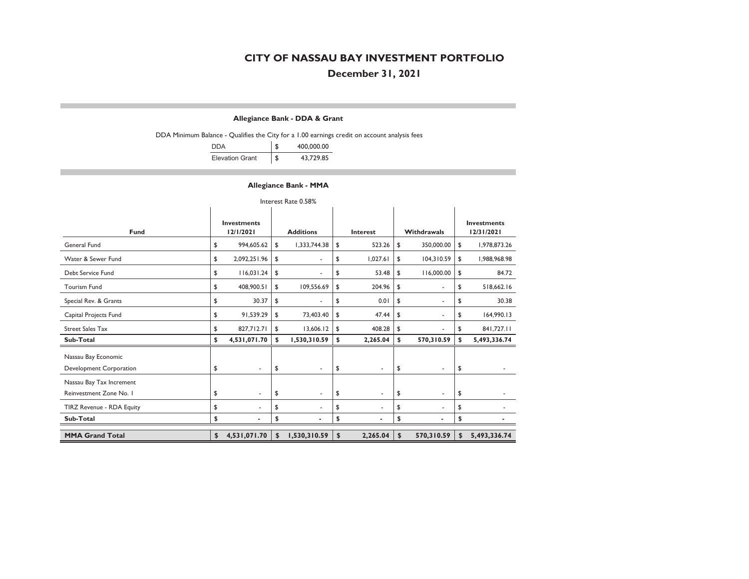# CITY OF NASSAU BAY INVESTMENT PORTFOLIO

## December 31, 2021

### Allegiance Bank - DDA & Grant

DDA Minimum Balance - Qualifies the City for a 1.00 earnings credit on account analysis fees

| | |
|---|---|
| DDA | $ 400,000.00 |
| Elevation Grant | $ 43,729.85 |

### Allegiance Bank - MMA

Interest Rate 0.58%

| Fund | Investments 12/1/2021 | Additions | Interest | Withdrawals | Investments 12/31/2021 |
|---|---|---|---|---|---|
| General Fund | $ 994,605.62 | $ 1,333,744.38 | $ 523.26 | $ 350,000.00 | $ 1,978,873.26 |
| Water & Sewer Fund | $ 2,092,251.96 | $ - | $ 1,027.61 | $ 104,310.59 | $ 1,988,968.98 |
| Debt Service Fund | $ 116,031.24 | $ - | $ 53.48 | $ 116,000.00 | $ 84.72 |
| Tourism Fund | $ 408,900.51 | $ 109,556.69 | $ 204.96 | $ - | $ 518,662.16 |
| Special Rev. & Grants | $ 30.37 | $ - | $ 0.01 | $ - | $ 30.38 |
| Capital Projects Fund | $ 91,539.29 | $ 73,403.40 | $ 47.44 | $ - | $ 164,990.13 |
| Street Sales Tax | $ 827,712.71 | $ 13,606.12 | $ 408.28 | $ - | $ 841,727.11 |
| **Sub-Total** | **$ 4,531,071.70** | **$ 1,530,310.59** | **$ 2,265.04** | **$ 570,310.59** | **$ 5,493,336.74** |
| Nassau Bay Economic Development Corporation | $ - | $ - | $ - | $ - | $ - |
| Nassau Bay Tax Increment Reinvestment Zone No. 1 | $ - | $ - | $ - | $ - | $ - |
| TIRZ Revenue - RDA Equity | $ - | $ - | $ - | $ - | $ - |
| **Sub-Total** | **$ -** | **$ -** | **$ -** | **$ -** | **$ -** |
| **MMA Grand Total** | **$ 4,531,071.70** | **$ 1,530,310.59** | **$ 2,265.04** | **$ 570,310.59** | **$ 5,493,336.74** |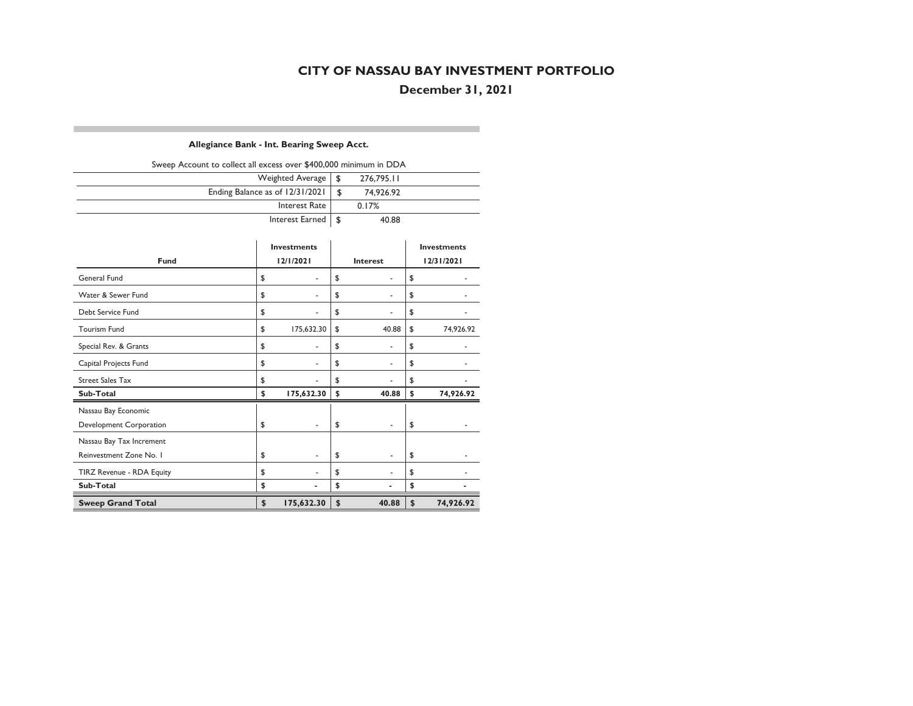# CITY OF NASSAU BAY INVESTMENT PORTFOLIO

## December 31, 2021

**Allegiance Bank - Int. Bearing Sweep Acct.**

Sweep Account to collect all excess over $400,000 minimum in DDA

| | |
|---|---|
| Weighted Average | $ 276,795.11 |
| Ending Balance as of 12/31/2021 | $ 74,926.92 |
| Interest Rate | 0.17% |
| Interest Earned | $ 40.88 |

| Fund | Investments 12/1/2021 | Interest | Investments 12/31/2021 |
|---|---|---|---|
| General Fund | $ - | $ - | $ - |
| Water & Sewer Fund | $ - | $ - | $ - |
| Debt Service Fund | $ - | $ - | $ - |
| Tourism Fund | $ 175,632.30 | $ 40.88 | $ 74,926.92 |
| Special Rev. & Grants | $ - | $ - | $ - |
| Capital Projects Fund | $ - | $ - | $ - |
| Street Sales Tax | $ - | $ - | $ - |
| **Sub-Total** | **$ 175,632.30** | **$ 40.88** | **$ 74,926.92** |
| Nassau Bay Economic Development Corporation | $ - | $ - | $ - |
| Nassau Bay Tax Increment Reinvestment Zone No. 1 | $ - | $ - | $ - |
| TIRZ Revenue - RDA Equity | $ - | $ - | $ - |
| **Sub-Total** | **$ -** | **$ -** | **$ -** |
| **Sweep Grand Total** | **$ 175,632.30** | **$ 40.88** | **$ 74,926.92** |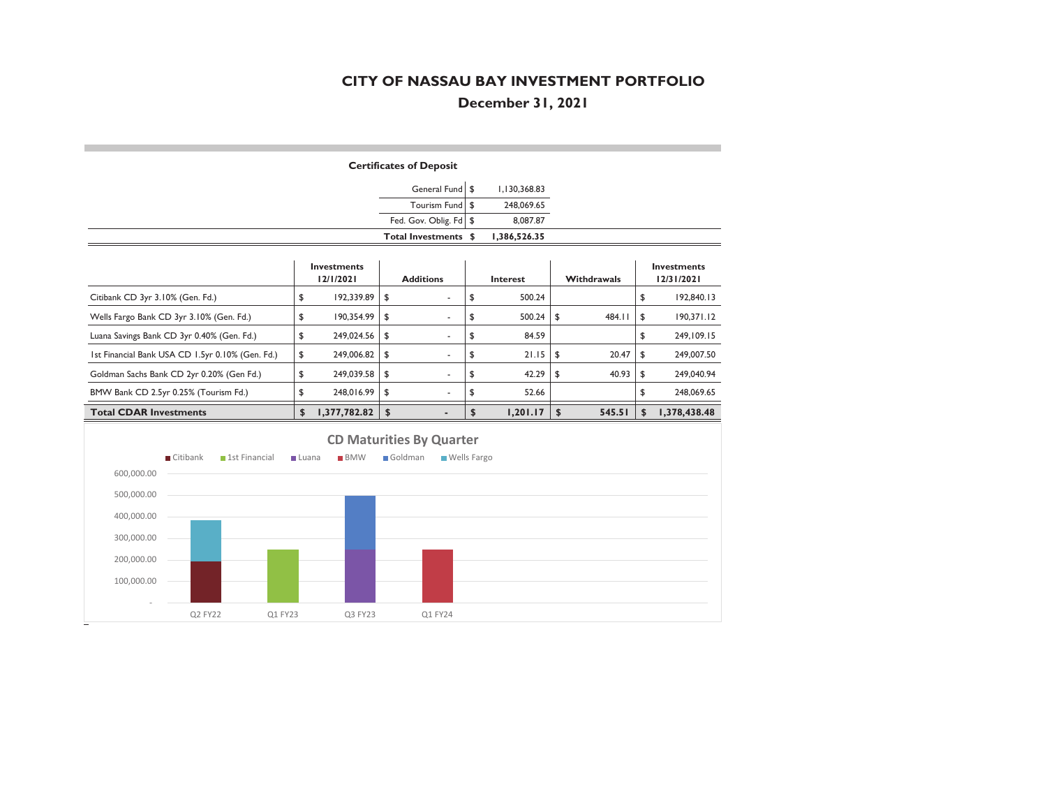# CITY OF NASSAU BAY INVESTMENT PORTFOLIO

## December 31, 2021

**Certificates of Deposit**

| | | |
|---|---|---|
| General Fund | $ | 1,130,368.83 |
| Tourism Fund | $ | 248,069.65 |
| Fed. Gov. Oblig. Fd | $ | 8,087.87 |
| **Total Investments** | **$** | **1,386,526.35** |

| | Investments 12/1/2021 | Additions | Interest | Withdrawals | Investments 12/31/2021 |
|---|---|---|---|---|---|
| Citibank CD 3yr 3.10% (Gen. Fd.) | $ 192,339.89 | $ - | $ 500.24 | | $ 192,840.13 |
| Wells Fargo Bank CD 3yr 3.10% (Gen. Fd.) | $ 190,354.99 | $ - | $ 500.24 | $ 484.11 | $ 190,371.12 |
| Luana Savings Bank CD 3yr 0.40% (Gen. Fd.) | $ 249,024.56 | $ - | $ 84.59 | | $ 249,109.15 |
| 1st Financial Bank USA CD 1.5yr 0.10% (Gen. Fd.) | $ 249,006.82 | $ - | $ 21.15 | $ 20.47 | $ 249,007.50 |
| Goldman Sachs Bank CD 2yr 0.20% (Gen Fd.) | $ 249,039.58 | $ - | $ 42.29 | $ 40.93 | $ 249,040.94 |
| BMW Bank CD 2.5yr 0.25% (Tourism Fd.) | $ 248,016.99 | $ - | $ 52.66 | | $ 248,069.65 |
| **Total CDAR Investments** | **$ 1,377,782.82** | **$ -** | **$ 1,201.17** | **$ 545.51** | **$ 1,378,438.48** |

**CD Maturities By Quarter**

Legend: Citibank, 1st Financial, Luana, BMW, Goldman, Wells Fargo

Y-axis: -, 100,000.00, 200,000.00, 300,000.00, 400,000.00, 500,000.00, 600,000.00

X-axis: Q2 FY22, Q1 FY23, Q3 FY23, Q1 FY24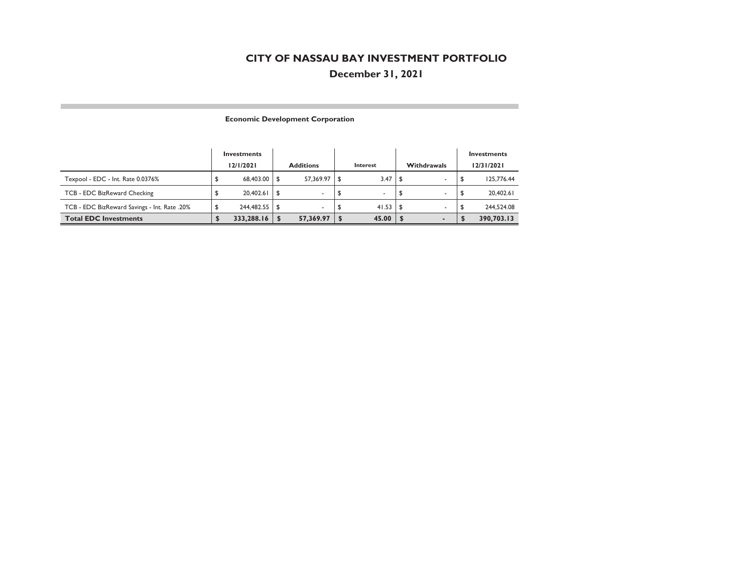# CITY OF NASSAU BAY INVESTMENT PORTFOLIO

## December 31, 2021

### Economic Development Corporation

| | Investments 12/1/2021 | Additions | Interest | Withdrawals | Investments 12/31/2021 |
|---|---|---|---|---|---|
| Texpool - EDC - Int. Rate 0.0376% | $ 68,403.00 | $ 57,369.97 | $ 3.47 | $ - | $ 125,776.44 |
| TCB - EDC BizReward Checking | $ 20,402.61 | $ - | $ - | $ - | $ 20,402.61 |
| TCB - EDC BizReward Savings - Int. Rate .20% | $ 244,482.55 | $ - | $ 41.53 | $ - | $ 244,524.08 |
| **Total EDC Investments** | **$ 333,288.16** | **$ 57,369.97** | **$ 45.00** | **$ -** | **$ 390,703.13** |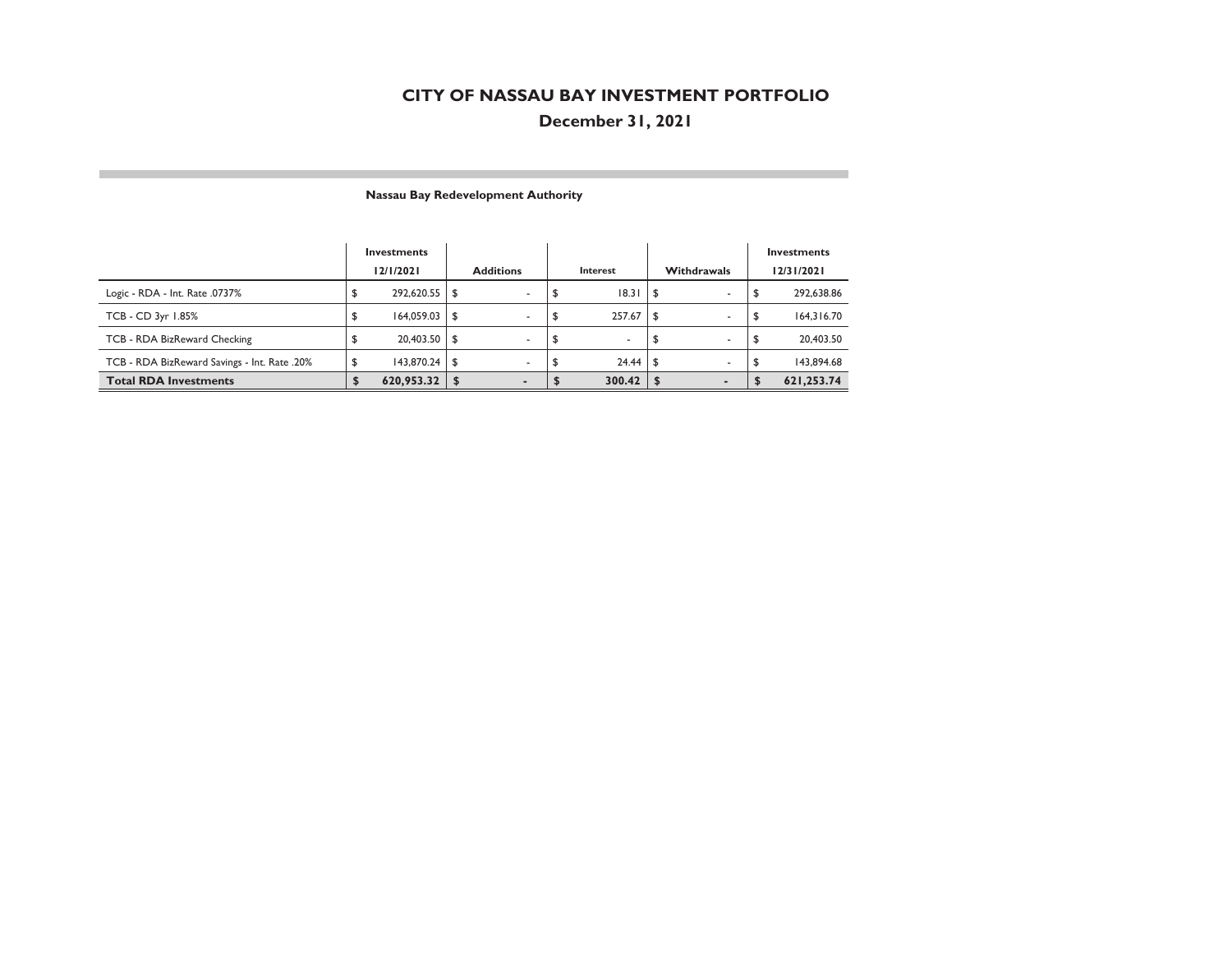# CITY OF NASSAU BAY INVESTMENT PORTFOLIO

## December 31, 2021

### Nassau Bay Redevelopment Authority

| | Investments 12/1/2021 | Additions | Interest | Withdrawals | Investments 12/31/2021 |
|---|---|---|---|---|---|
| Logic - RDA - Int. Rate .0737% | $ 292,620.55 | $ - | $ 18.31 | $ - | $ 292,638.86 |
| TCB - CD 3yr 1.85% | $ 164,059.03 | $ - | $ 257.67 | $ - | $ 164,316.70 |
| TCB - RDA BizReward Checking | $ 20,403.50 | $ - | $ - | $ - | $ 20,403.50 |
| TCB - RDA BizReward Savings - Int. Rate .20% | $ 143,870.24 | $ - | $ 24.44 | $ - | $ 143,894.68 |
| **Total RDA Investments** | **$ 620,953.32** | **$ -** | **$ 300.42** | **$ -** | **$ 621,253.74** |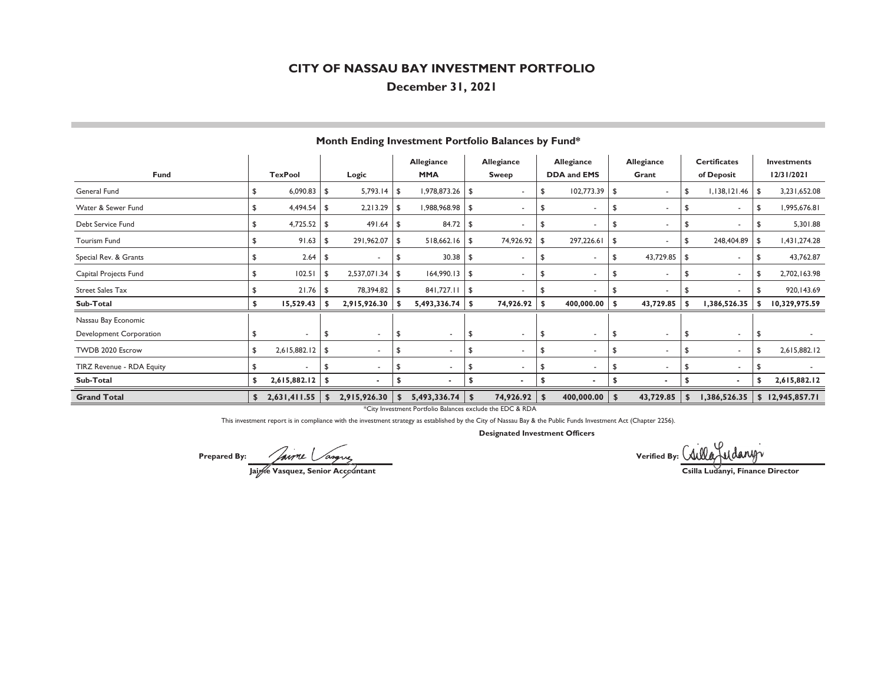# CITY OF NASSAU BAY INVESTMENT PORTFOLIO

## December 31, 2021

### Month Ending Investment Portfolio Balances by Fund*

| Fund | TexPool | Logic | Allegiance MMA | Allegiance Sweep | Allegiance DDA and EMS | Allegiance Grant | Certificates of Deposit | Investments 12/31/2021 |
|---|---|---|---|---|---|---|---|---|
| General Fund | $ 6,090.83 | $ 5,793.14 | $ 1,978,873.26 | $ - | $ 102,773.39 | $ - | $ 1,138,121.46 | $ 3,231,652.08 |
| Water & Sewer Fund | $ 4,494.54 | $ 2,213.29 | $ 1,988,968.98 | $ - | $ - | $ - | $ - | $ 1,995,676.81 |
| Debt Service Fund | $ 4,725.52 | $ 491.64 | $ 84.72 | $ - | $ - | $ - | $ - | $ 5,301.88 |
| Tourism Fund | $ 91.63 | $ 291,962.07 | $ 518,662.16 | $ 74,926.92 | $ 297,226.61 | $ - | $ 248,404.89 | $ 1,431,274.28 |
| Special Rev. & Grants | $ 2.64 | $ - | $ 30.38 | $ - | $ - | $ 43,729.85 | $ - | $ 43,762.87 |
| Capital Projects Fund | $ 102.51 | $ 2,537,071.34 | $ 164,990.13 | $ - | $ - | $ - | $ - | $ 2,702,163.98 |
| Street Sales Tax | $ 21.76 | $ 78,394.82 | $ 841,727.11 | $ - | $ - | $ - | $ - | $ 920,143.69 |
| **Sub-Total** | **$ 15,529.43** | **$ 2,915,926.30** | **$ 5,493,336.74** | **$ 74,926.92** | **$ 400,000.00** | **$ 43,729.85** | **$ 1,386,526.35** | **$ 10,329,975.59** |
| Nassau Bay Economic Development Corporation | $ - | $ - | $ - | $ - | $ - | $ - | $ - | $ - |
| TWDB 2020 Escrow | $ 2,615,882.12 | $ - | $ - | $ - | $ - | $ - | $ - | $ 2,615,882.12 |
| TIRZ Revenue - RDA Equity | $ - | $ - | $ - | $ - | $ - | $ - | $ - | $ - |
| **Sub-Total** | **$ 2,615,882.12** | **$ -** | **$ -** | **$ -** | **$ -** | **$ -** | **$ -** | **$ 2,615,882.12** |
| **Grand Total** | **$ 2,631,411.55** | **$ 2,915,926.30** | **$ 5,493,336.74** | **$ 74,926.92** | **$ 400,000.00** | **$ 43,729.85** | **$ 1,386,526.35** | **$ 12,945,857.71** |

*City Investment Portfolio Balances exclude the EDC & RDA

This investment report is in compliance with the investment strategy as established by the City of Nassau Bay & the Public Funds Investment Act (Chapter 2256).

**Designated Investment Officers**

**Prepared By:** Jaime Vasquez

**Jaime Vasquez, Senior Accountant**

**Verified By:** Csilla Ludanyi

**Csilla Ludanyi, Finance Director**